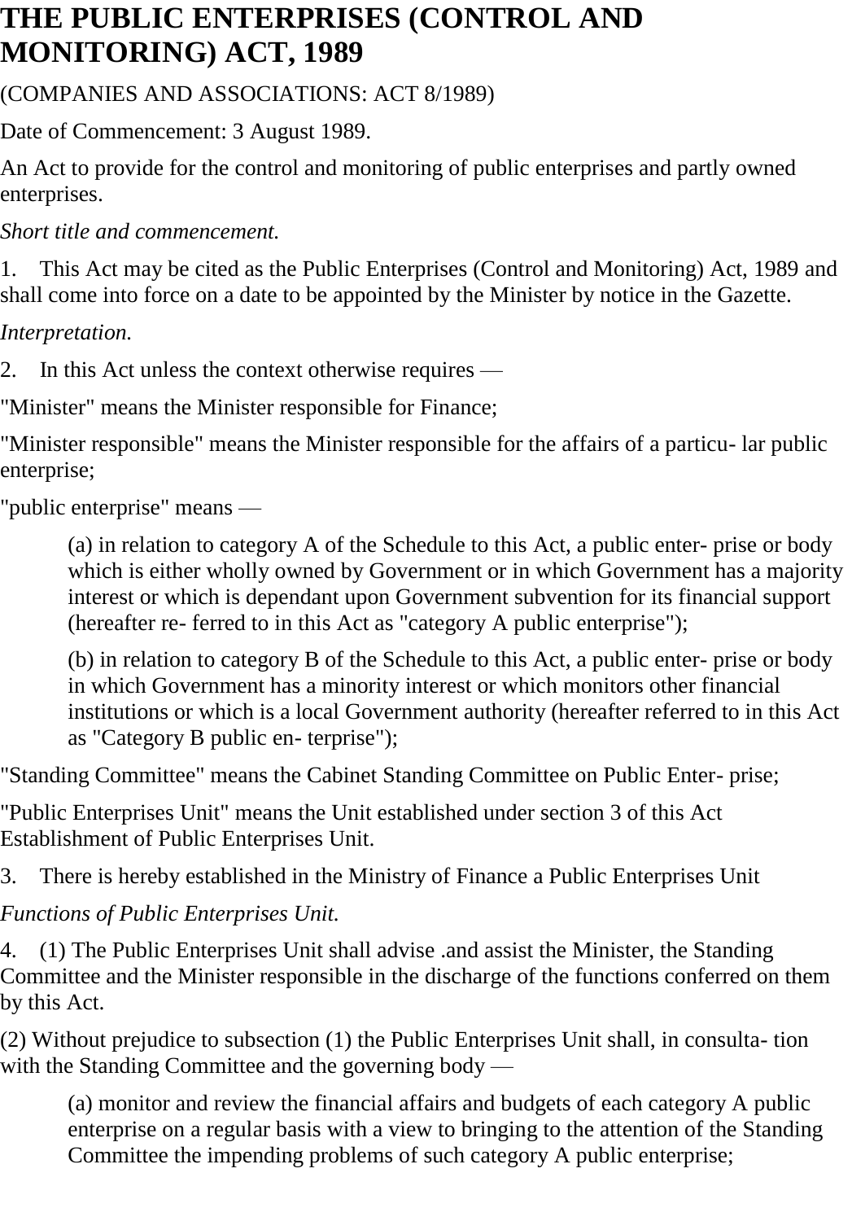# THE PUBLIC ENTERPRISES (CONTROL AND MONITORING) ACT, 1989

(COMPANIES AND ASSOCIATIONS: ACT 8/1989)

Date of Commencement: 3 August 1989.

An Act to provide for the control and monitoring of public enterprises and partly owned enterprises.

*Short title and commencement.*

1. This Act may be cited as the Public Enterprises (Control and Monitoring) Act, 1989 and shall come into force on a date to be appointed by the Minister by notice in the Gazette.

*Interpretation.*

2. In this Act unless the context otherwise requires —

"Minister" means the Minister responsible for Finance;

"Minister responsible" means the Minister responsible for the affairs of a particu- lar public enterprise;

"public enterprise" means —

> (a) in relation to category A of the Schedule to this Act, a public enter- prise or body which is either wholly owned by Government or in which Government has a majority interest or which is dependant upon Government subvention for its financial support (hereafter re- ferred to in this Act as "category A public enterprise");
>
> (b) in relation to category B of the Schedule to this Act, a public enter- prise or body in which Government has a minority interest or which monitors other financial institutions or which is a local Government authority (hereafter referred to in this Act as "Category B public en- terprise");

"Standing Committee" means the Cabinet Standing Committee on Public Enter- prise;

"Public Enterprises Unit" means the Unit established under section 3 of this Act Establishment of Public Enterprises Unit.

3. There is hereby established in the Ministry of Finance a Public Enterprises Unit

*Functions of Public Enterprises Unit.*

4. (1) The Public Enterprises Unit shall advise .and assist the Minister, the Standing Committee and the Minister responsible in the discharge of the functions conferred on them by this Act.

(2) Without prejudice to subsection (1) the Public Enterprises Unit shall, in consulta- tion with the Standing Committee and the governing body —

> (a) monitor and review the financial affairs and budgets of each category A public enterprise on a regular basis with a view to bringing to the attention of the Standing Committee the impending problems of such category A public enterprise;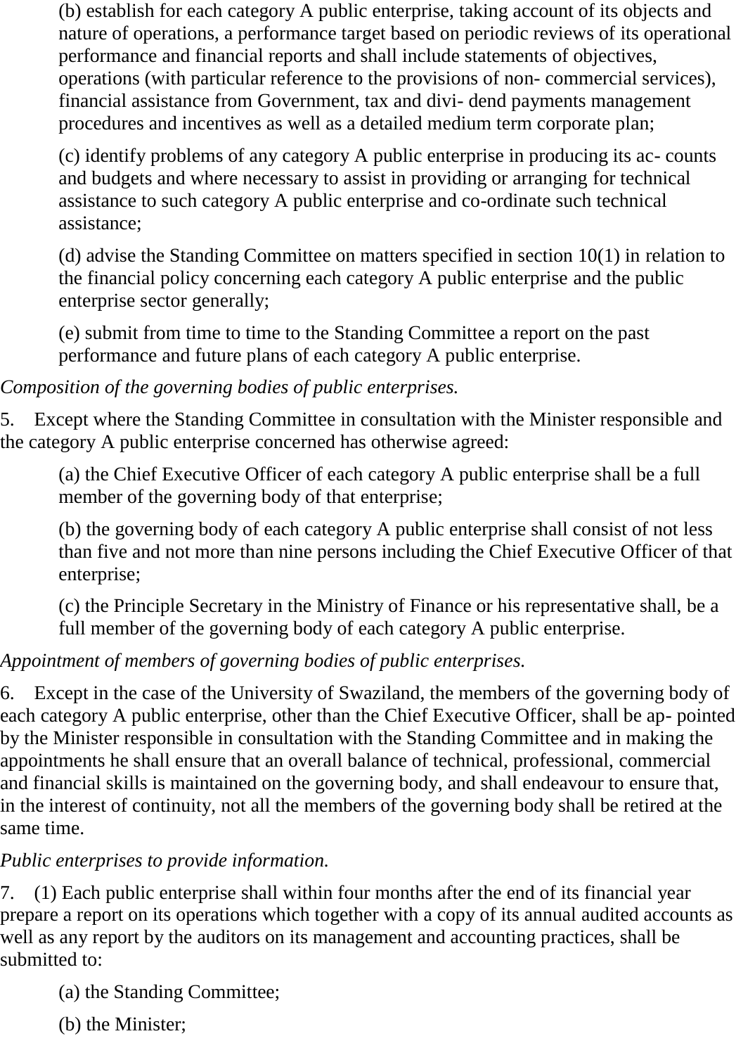(b) establish for each category A public enterprise, taking account of its objects and nature of operations, a performance target based on periodic reviews of its operational performance and financial reports and shall include statements of objectives, operations (with particular reference to the provisions of non- commercial services), financial assistance from Government, tax and divi- dend payments management procedures and incentives as well as a detailed medium term corporate plan;

(c) identify problems of any category A public enterprise in producing its ac- counts and budgets and where necessary to assist in providing or arranging for technical assistance to such category A public enterprise and co-ordinate such technical assistance;

(d) advise the Standing Committee on matters specified in section 10(1) in relation to the financial policy concerning each category A public enterprise and the public enterprise sector generally;

(e) submit from time to time to the Standing Committee a report on the past performance and future plans of each category A public enterprise.

*Composition of the governing bodies of public enterprises.*

5. Except where the Standing Committee in consultation with the Minister responsible and the category A public enterprise concerned has otherwise agreed:

(a) the Chief Executive Officer of each category A public enterprise shall be a full member of the governing body of that enterprise;

(b) the governing body of each category A public enterprise shall consist of not less than five and not more than nine persons including the Chief Executive Officer of that enterprise;

(c) the Principle Secretary in the Ministry of Finance or his representative shall, be a full member of the governing body of each category A public enterprise.

*Appointment of members of governing bodies of public enterprises.*

6. Except in the case of the University of Swaziland, the members of the governing body of each category A public enterprise, other than the Chief Executive Officer, shall be ap- pointed by the Minister responsible in consultation with the Standing Committee and in making the appointments he shall ensure that an overall balance of technical, professional, commercial and financial skills is maintained on the governing body, and shall endeavour to ensure that, in the interest of continuity, not all the members of the governing body shall be retired at the same time.

*Public enterprises to provide information.*

7. (1) Each public enterprise shall within four months after the end of its financial year prepare a report on its operations which together with a copy of its annual audited accounts as well as any report by the auditors on its management and accounting practices, shall be submitted to:

(a) the Standing Committee;

(b) the Minister;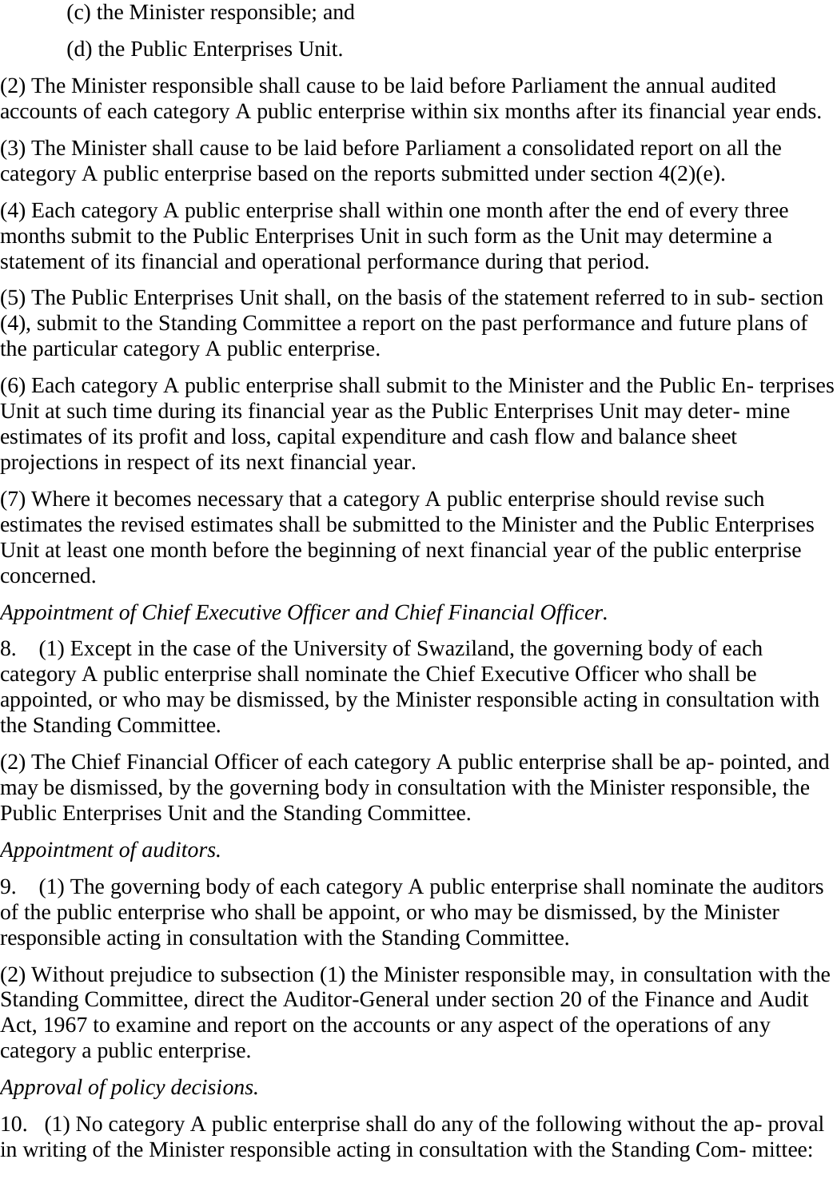(c) the Minister responsible; and

(d) the Public Enterprises Unit.

(2) The Minister responsible shall cause to be laid before Parliament the annual audited accounts of each category A public enterprise within six months after its financial year ends.

(3) The Minister shall cause to be laid before Parliament a consolidated report on all the category A public enterprise based on the reports submitted under section 4(2)(e).

(4) Each category A public enterprise shall within one month after the end of every three months submit to the Public Enterprises Unit in such form as the Unit may determine a statement of its financial and operational performance during that period.

(5) The Public Enterprises Unit shall, on the basis of the statement referred to in sub- section (4), submit to the Standing Committee a report on the past performance and future plans of the particular category A public enterprise.

(6) Each category A public enterprise shall submit to the Minister and the Public En- terprises Unit at such time during its financial year as the Public Enterprises Unit may deter- mine estimates of its profit and loss, capital expenditure and cash flow and balance sheet projections in respect of its next financial year.

(7) Where it becomes necessary that a category A public enterprise should revise such estimates the revised estimates shall be submitted to the Minister and the Public Enterprises Unit at least one month before the beginning of next financial year of the public enterprise concerned.

*Appointment of Chief Executive Officer and Chief Financial Officer.*

8. (1) Except in the case of the University of Swaziland, the governing body of each category A public enterprise shall nominate the Chief Executive Officer who shall be appointed, or who may be dismissed, by the Minister responsible acting in consultation with the Standing Committee.

(2) The Chief Financial Officer of each category A public enterprise shall be ap- pointed, and may be dismissed, by the governing body in consultation with the Minister responsible, the Public Enterprises Unit and the Standing Committee.

*Appointment of auditors.*

9. (1) The governing body of each category A public enterprise shall nominate the auditors of the public enterprise who shall be appoint, or who may be dismissed, by the Minister responsible acting in consultation with the Standing Committee.

(2) Without prejudice to subsection (1) the Minister responsible may, in consultation with the Standing Committee, direct the Auditor-General under section 20 of the Finance and Audit Act, 1967 to examine and report on the accounts or any aspect of the operations of any category a public enterprise.

*Approval of policy decisions.*

10. (1) No category A public enterprise shall do any of the following without the ap- proval in writing of the Minister responsible acting in consultation with the Standing Com- mittee: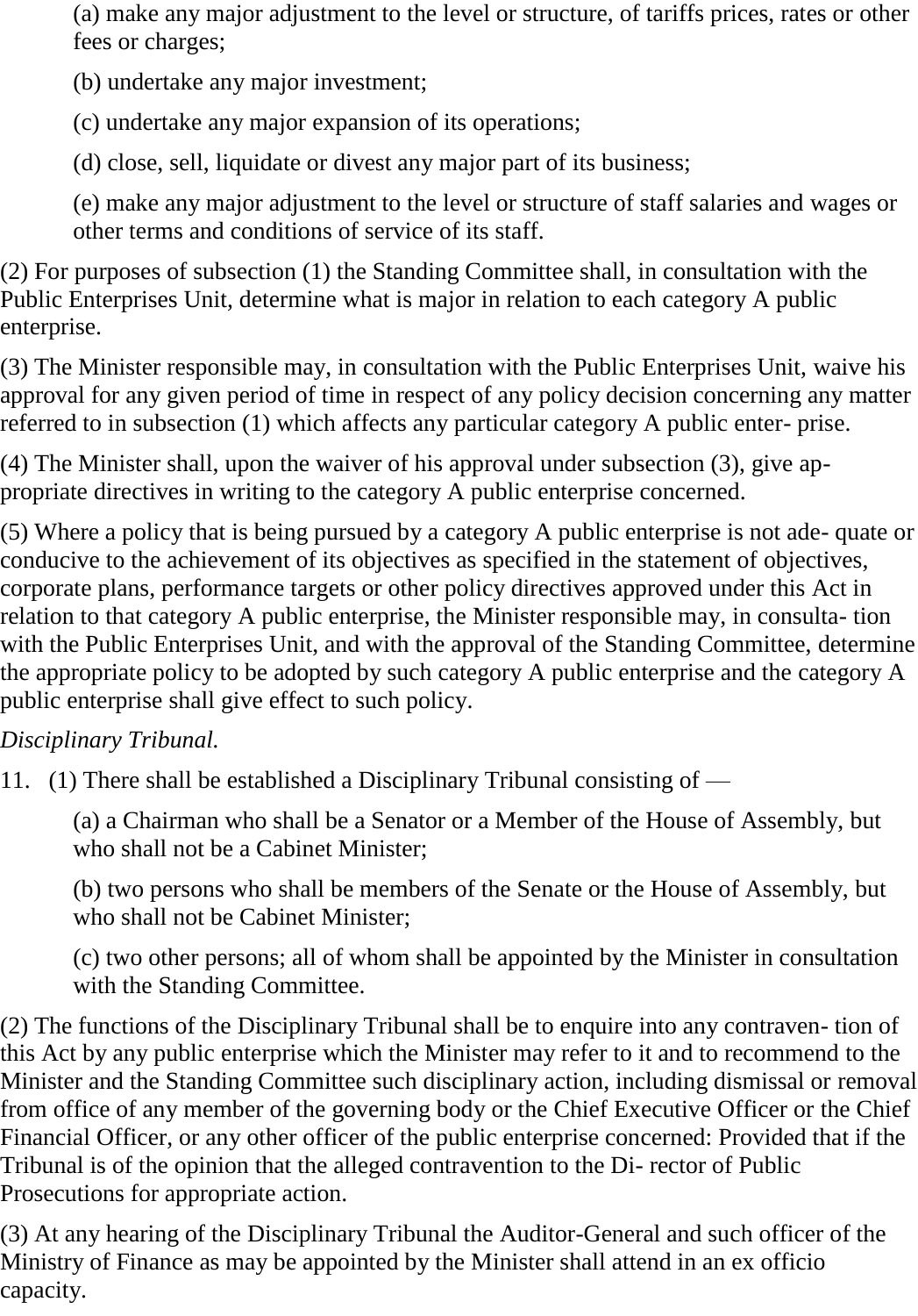(a) make any major adjustment to the level or structure, of tariffs prices, rates or other fees or charges;

(b) undertake any major investment;

(c) undertake any major expansion of its operations;

(d) close, sell, liquidate or divest any major part of its business;

(e) make any major adjustment to the level or structure of staff salaries and wages or other terms and conditions of service of its staff.

(2) For purposes of subsection (1) the Standing Committee shall, in consultation with the Public Enterprises Unit, determine what is major in relation to each category A public enterprise.

(3) The Minister responsible may, in consultation with the Public Enterprises Unit, waive his approval for any given period of time in respect of any policy decision concerning any matter referred to in subsection (1) which affects any particular category A public enter- prise.

(4) The Minister shall, upon the waiver of his approval under subsection (3), give ap- propriate directives in writing to the category A public enterprise concerned.

(5) Where a policy that is being pursued by a category A public enterprise is not ade- quate or conducive to the achievement of its objectives as specified in the statement of objectives, corporate plans, performance targets or other policy directives approved under this Act in relation to that category A public enterprise, the Minister responsible may, in consulta- tion with the Public Enterprises Unit, and with the approval of the Standing Committee, determine the appropriate policy to be adopted by such category A public enterprise and the category A public enterprise shall give effect to such policy.

*Disciplinary Tribunal.*

11. (1) There shall be established a Disciplinary Tribunal consisting of —

(a) a Chairman who shall be a Senator or a Member of the House of Assembly, but who shall not be a Cabinet Minister;

(b) two persons who shall be members of the Senate or the House of Assembly, but who shall not be Cabinet Minister;

(c) two other persons; all of whom shall be appointed by the Minister in consultation with the Standing Committee.

(2) The functions of the Disciplinary Tribunal shall be to enquire into any contraven- tion of this Act by any public enterprise which the Minister may refer to it and to recommend to the Minister and the Standing Committee such disciplinary action, including dismissal or removal from office of any member of the governing body or the Chief Executive Officer or the Chief Financial Officer, or any other officer of the public enterprise concerned: Provided that if the Tribunal is of the opinion that the alleged contravention to the Di- rector of Public Prosecutions for appropriate action.

(3) At any hearing of the Disciplinary Tribunal the Auditor-General and such officer of the Ministry of Finance as may be appointed by the Minister shall attend in an ex officio capacity.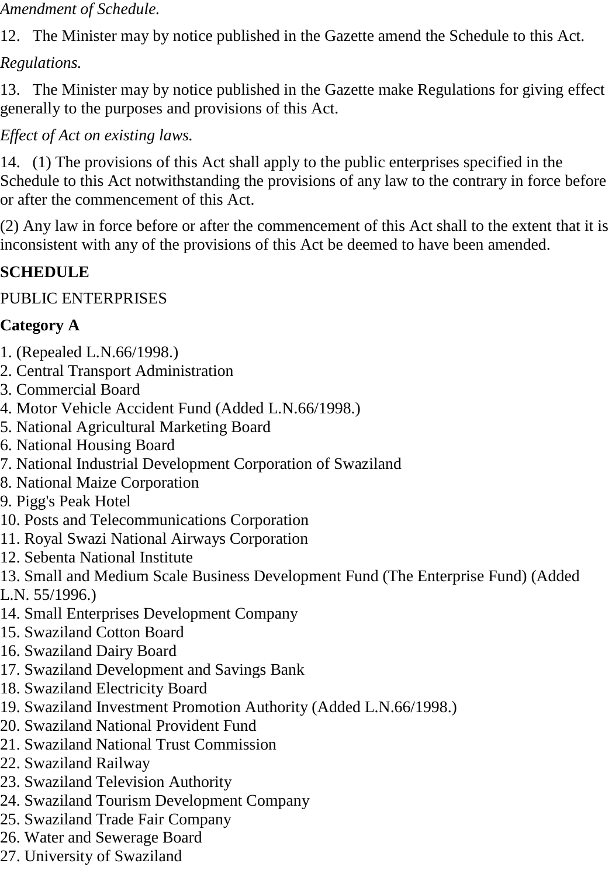*Amendment of Schedule.*

12. The Minister may by notice published in the Gazette amend the Schedule to this Act.

*Regulations.*

13. The Minister may by notice published in the Gazette make Regulations for giving effect generally to the purposes and provisions of this Act.

*Effect of Act on existing laws.*

14. (1) The provisions of this Act shall apply to the public enterprises specified in the Schedule to this Act notwithstanding the provisions of any law to the contrary in force before or after the commencement of this Act.

(2) Any law in force before or after the commencement of this Act shall to the extent that it is inconsistent with any of the provisions of this Act be deemed to have been amended.

**SCHEDULE**

PUBLIC ENTERPRISES

**Category A**

1. (Repealed L.N.66/1998.)
2. Central Transport Administration
3. Commercial Board
4. Motor Vehicle Accident Fund (Added L.N.66/1998.)
5. National Agricultural Marketing Board
6. National Housing Board
7. National Industrial Development Corporation of Swaziland
8. National Maize Corporation
9. Pigg's Peak Hotel
10. Posts and Telecommunications Corporation
11. Royal Swazi National Airways Corporation
12. Sebenta National Institute
13. Small and Medium Scale Business Development Fund (The Enterprise Fund) (Added L.N. 55/1996.)
14. Small Enterprises Development Company
15. Swaziland Cotton Board
16. Swaziland Dairy Board
17. Swaziland Development and Savings Bank
18. Swaziland Electricity Board
19. Swaziland Investment Promotion Authority (Added L.N.66/1998.)
20. Swaziland National Provident Fund
21. Swaziland National Trust Commission
22. Swaziland Railway
23. Swaziland Television Authority
24. Swaziland Tourism Development Company
25. Swaziland Trade Fair Company
26. Water and Sewerage Board
27. University of Swaziland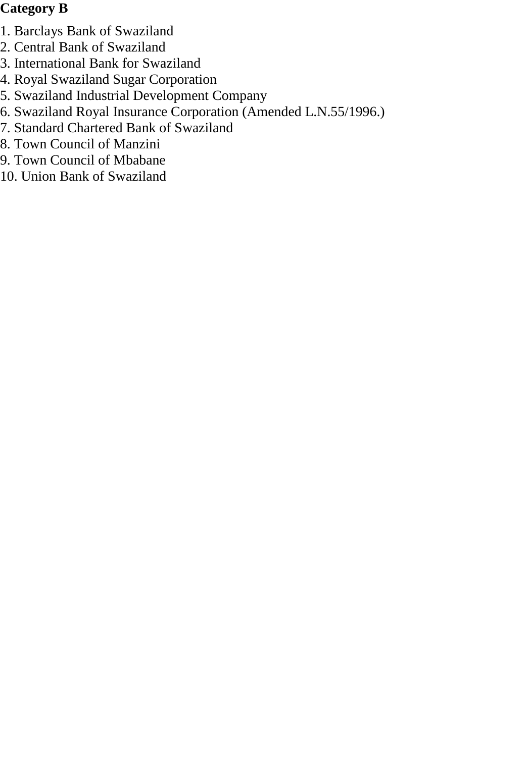**Category B**

1. Barclays Bank of Swaziland
2. Central Bank of Swaziland
3. International Bank for Swaziland
4. Royal Swaziland Sugar Corporation
5. Swaziland Industrial Development Company
6. Swaziland Royal Insurance Corporation (Amended L.N.55/1996.)
7. Standard Chartered Bank of Swaziland
8. Town Council of Manzini
9. Town Council of Mbabane
10. Union Bank of Swaziland